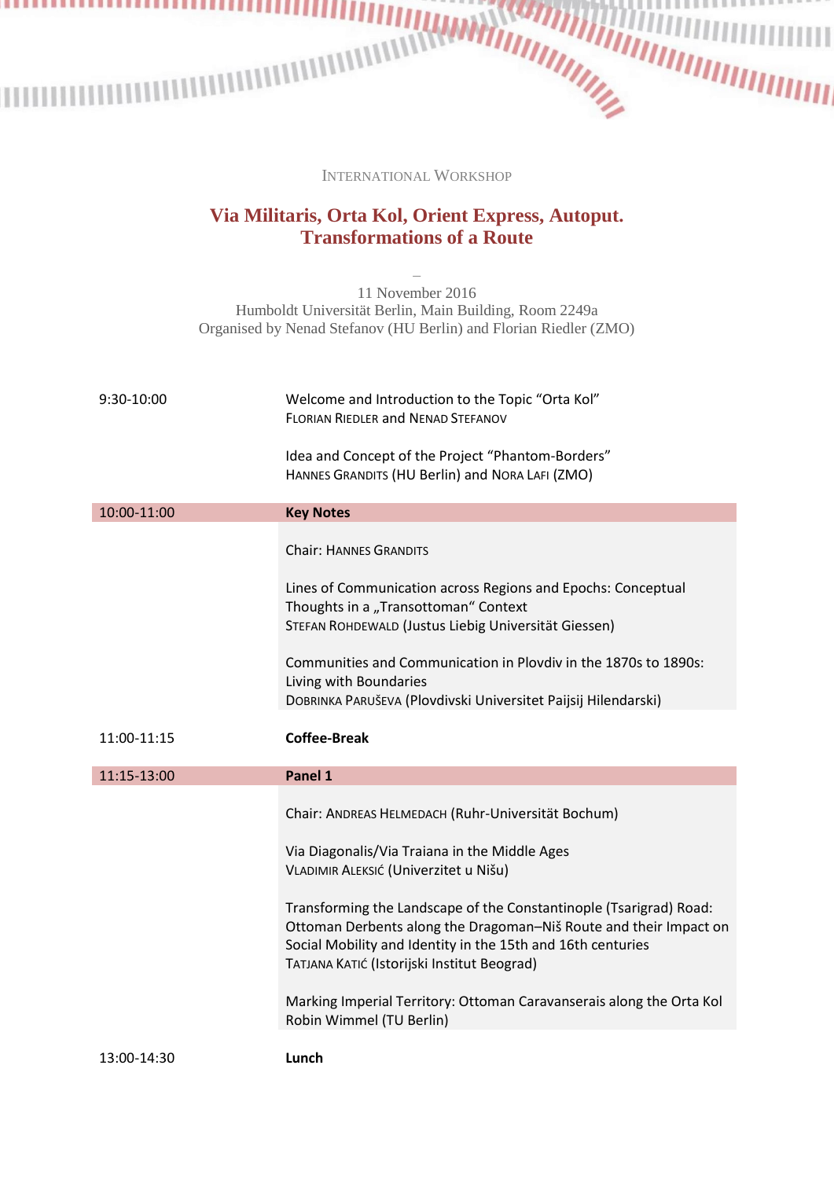International Workshop

# Via Militaris, Orta Kol, Orient Express, Autoput. Transformations of a Route

–

11 November 2016
Humboldt Universität Berlin, Main Building, Room 2249a
Organised by Nenad Stefanov (HU Berlin) and Florian Riedler (ZMO)

| | |
|---|---|
| 9:30-10:00 | Welcome and Introduction to the Topic "Orta Kol"<br>Florian Riedler and Nenad Stefanov<br><br>Idea and Concept of the Project "Phantom-Borders"<br>Hannes Grandits (HU Berlin) and Nora Lafi (ZMO) |
| **10:00-11:00** | **Key Notes** |
| | Chair: Hannes Grandits<br><br>Lines of Communication across Regions and Epochs: Conceptual Thoughts in a „Transottoman" Context<br>Stefan Rohdewald (Justus Liebig Universität Giessen)<br><br>Communities and Communication in Plovdiv in the 1870s to 1890s: Living with Boundaries<br>Dobrinka Paruševa (Plovdivski Universitet Paijsij Hilendarski) |
| 11:00-11:15 | **Coffee-Break** |
| **11:15-13:00** | **Panel 1** |
| | Chair: Andreas Helmedach (Ruhr-Universität Bochum)<br><br>Via Diagonalis/Via Traiana in the Middle Ages<br>Vladimir Aleksić (Univerzitet u Nišu)<br><br>Transforming the Landscape of the Constantinople (Tsarigrad) Road: Ottoman Derbents along the Dragoman–Niš Route and their Impact on Social Mobility and Identity in the 15th and 16th centuries<br>Tatjana Katić (Istorijski Institut Beograd)<br><br>Marking Imperial Territory: Ottoman Caravanserais along the Orta Kol<br>Robin Wimmel (TU Berlin) |
| 13:00-14:30 | **Lunch** |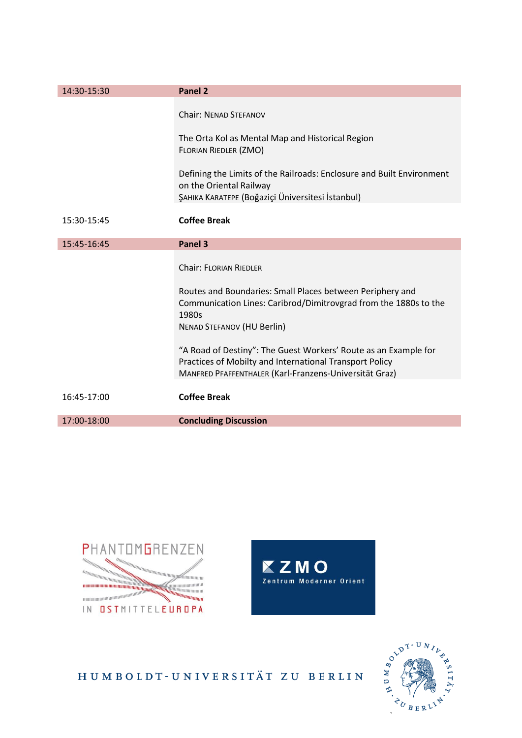| | |
|---|---|
| 14:30-15:30 | **Panel 2** |
| | Chair: Nenad Stefanov<br><br>The Orta Kol as Mental Map and Historical Region<br>Florian Riedler (ZMO)<br><br>Defining the Limits of the Railroads: Enclosure and Built Environment on the Oriental Railway<br>Şahika Karatepe (Boğaziçi Üniversitesi İstanbul) |
| 15:30-15:45 | **Coffee Break** |
| 15:45-16:45 | **Panel 3** |
| | Chair: Florian Riedler<br><br>Routes and Boundaries: Small Places between Periphery and Communication Lines: Caribrod/Dimitrovgrad from the 1880s to the 1980s<br>Nenad Stefanov (HU Berlin)<br><br>“A Road of Destiny”: The Guest Workers’ Route as an Example for Practices of Mobilty and International Transport Policy<br>Manfred Pfaffenthaler (Karl-Franzens-Universität Graz) |
| 16:45-17:00 | **Coffee Break** |
| 17:00-18:00 | **Concluding Discussion** |

PHANTOMGRENZEN IN OSTMITTELEUROPA

ZMO Zentrum Moderner Orient

HUMBOLDT-UNIVERSITÄT ZU BERLIN